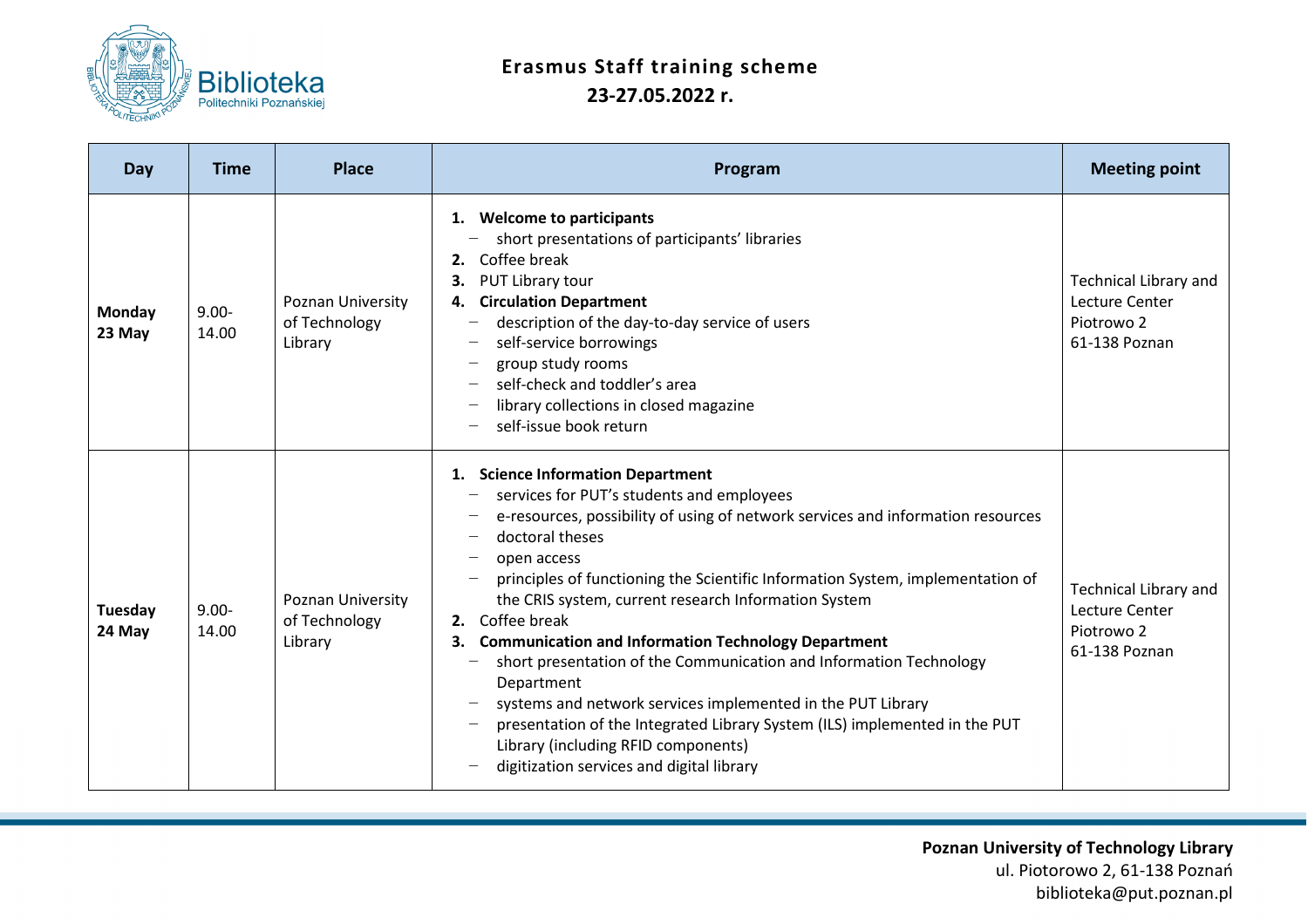# Erasmus Staff training scheme
## 23-27.05.2022 r.

| Day | Time | Place | Program | Meeting point |
|---|---|---|---|---|
| **Monday 23 May** | 9.00-14.00 | Poznan University of Technology Library | 1. **Welcome to participants**<br>– short presentations of participants' libraries<br>2. Coffee break<br>3. PUT Library tour<br>4. **Circulation Department**<br>– description of the day-to-day service of users<br>– self-service borrowings<br>– group study rooms<br>– self-check and toddler's area<br>– library collections in closed magazine<br>– self-issue book return | Technical Library and Lecture Center Piotrowo 2 61-138 Poznan |
| **Tuesday 24 May** | 9.00-14.00 | Poznan University of Technology Library | 1. **Science Information Department**<br>– services for PUT's students and employees<br>– e-resources, possibility of using of network services and information resources<br>– doctoral theses<br>– open access<br>– principles of functioning the Scientific Information System, implementation of the CRIS system, current research Information System<br>2. Coffee break<br>3. **Communication and Information Technology Department**<br>– short presentation of the Communication and Information Technology Department<br>– systems and network services implemented in the PUT Library<br>– presentation of the Integrated Library System (ILS) implemented in the PUT Library (including RFID components)<br>– digitization services and digital library | Technical Library and Lecture Center Piotrowo 2 61-138 Poznan |

**Poznan University of Technology Library**
ul. Piotrowo 2, 61-138 Poznań
biblioteka@put.poznan.pl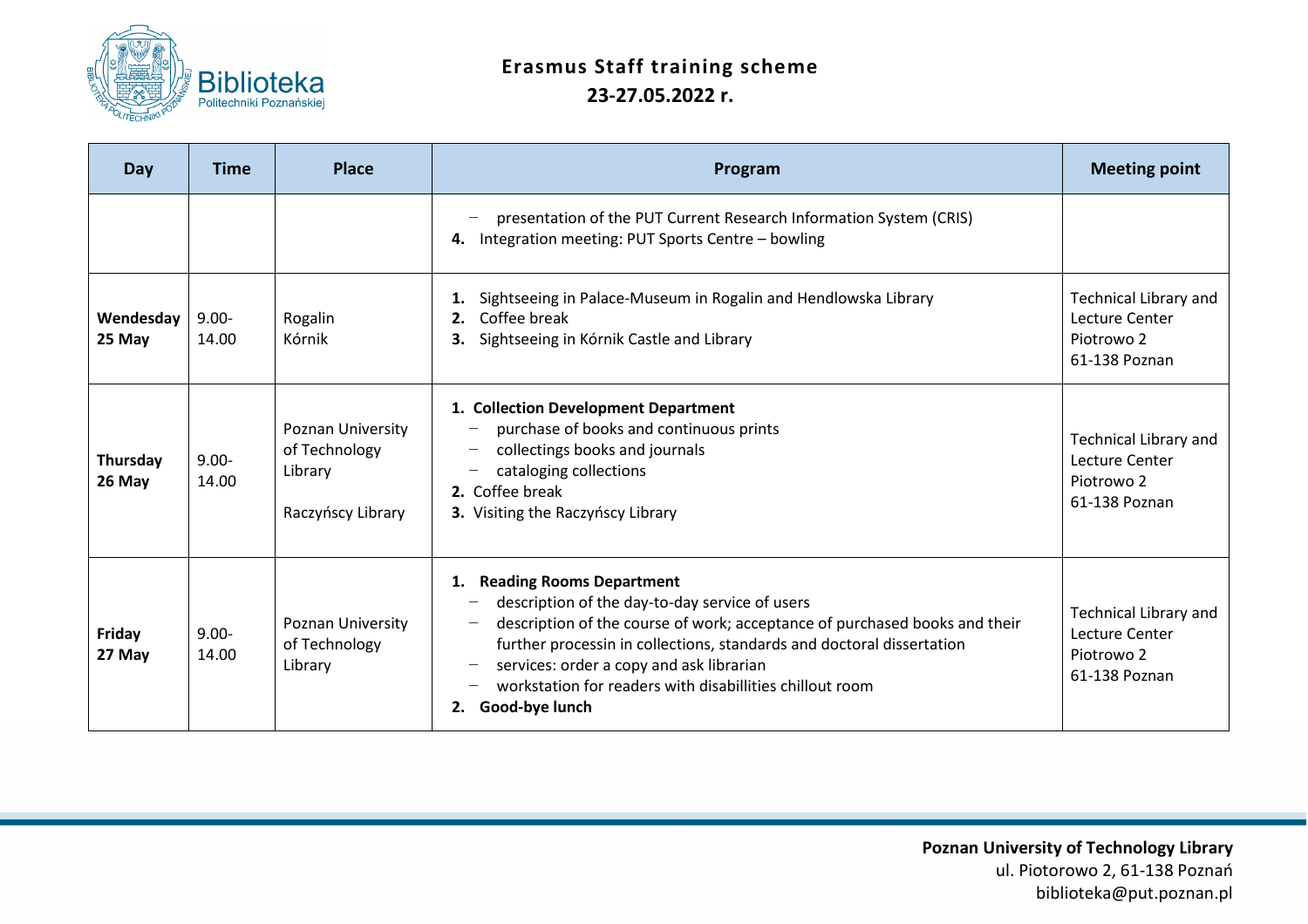**Erasmus Staff training scheme**
**23-27.05.2022 r.**

| Day | Time | Place | Program | Meeting point |
|---|---|---|---|---|
| | | | – presentation of the PUT Current Research Information System (CRIS)<br>**4.** Integration meeting: PUT Sports Centre – bowling | |
| **Wendesday 25 May** | 9.00-14.00 | Rogalin<br>Kórnik | **1.** Sightseeing in Palace-Museum in Rogalin and Hendlowska Library<br>**2.** Coffee break<br>**3.** Sightseeing in Kórnik Castle and Library | Technical Library and Lecture Center Piotrowo 2 61-138 Poznan |
| **Thursday 26 May** | 9.00-14.00 | Poznan University of Technology Library<br><br>Raczyńscy Library | **1. Collection Development Department**<br>– purchase of books and continuous prints<br>– collectings books and journals<br>– cataloging collections<br>**2.** Coffee break<br>**3.** Visiting the Raczyńscy Library | Technical Library and Lecture Center Piotrowo 2 61-138 Poznan |
| **Friday 27 May** | 9.00-14.00 | Poznan University of Technology Library | **1. Reading Rooms Department**<br>– description of the day-to-day service of users<br>– description of the course of work; acceptance of purchased books and their further processin in collections, standards and doctoral dissertation<br>– services: order a copy and ask librarian<br>– workstation for readers with disabillities chillout room<br>**2. Good-bye lunch** | Technical Library and Lecture Center Piotrowo 2 61-138 Poznan |

**Poznan University of Technology Library**
ul. Piotorowo 2, 61-138 Poznań
biblioteka@put.poznan.pl